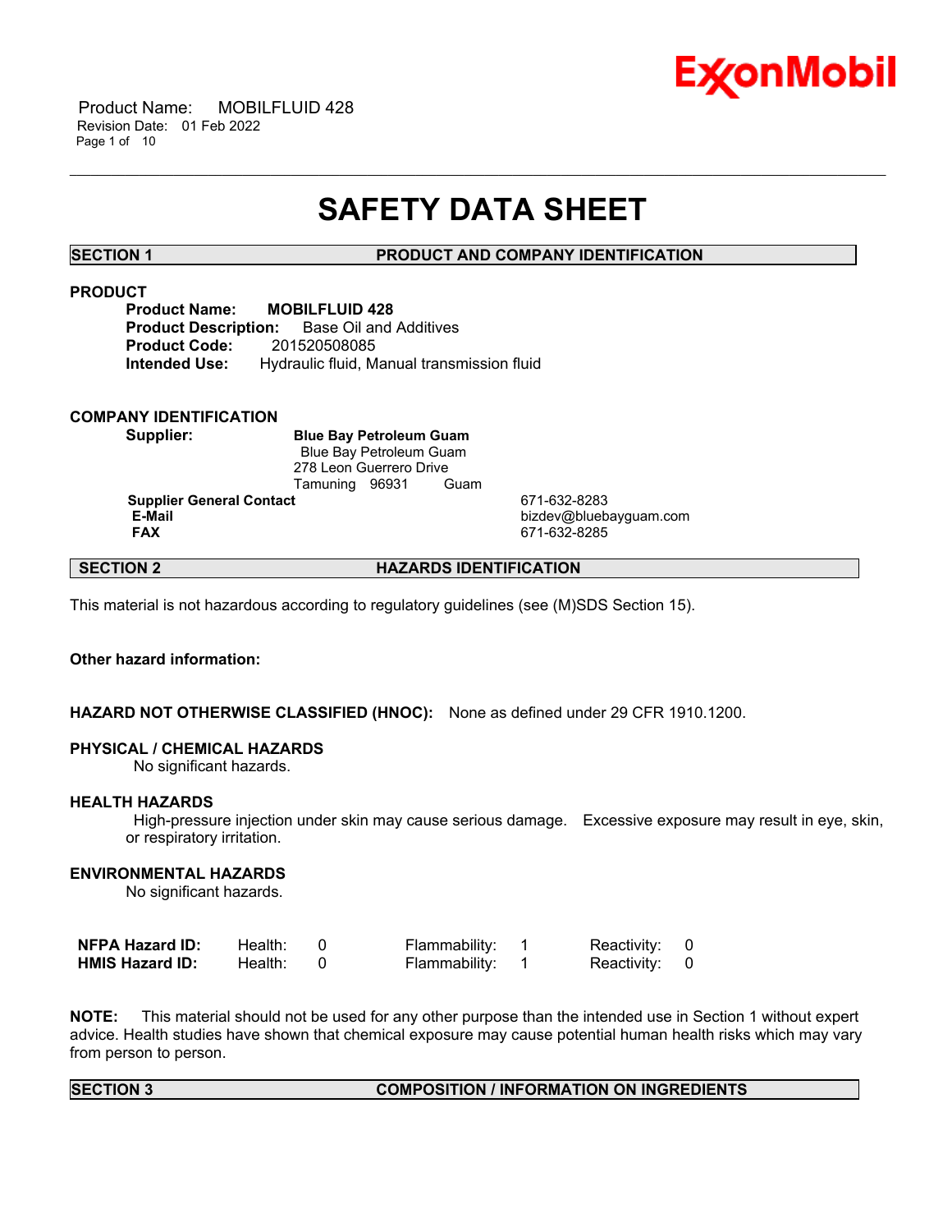# SAFETY DATA SHEET

## SECTION 1 PRODUCT AND COMPANY IDENTIFICATION

### PRODUCT

**Product Name:** **MOBILFLUID 428**
**Product Description:** Base Oil and Additives
**Product Code:** 201520508085
**Intended Use:** Hydraulic fluid, Manual transmission fluid

### COMPANY IDENTIFICATION

**Supplier:** **Blue Bay Petroleum Guam**
Blue Bay Petroleum Guam
278 Leon Guerrero Drive
Tamuning 96931 Guam

| | |
|---|---|
| **Supplier General Contact** | 671-632-8283 |
| **E-Mail** | bizdev@bluebayguam.com |
| **FAX** | 671-632-8285 |

## SECTION 2 HAZARDS IDENTIFICATION

This material is not hazardous according to regulatory guidelines (see (M)SDS Section 15).

**Other hazard information:**

**HAZARD NOT OTHERWISE CLASSIFIED (HNOC):** None as defined under 29 CFR 1910.1200.

**PHYSICAL / CHEMICAL HAZARDS**
No significant hazards.

**HEALTH HAZARDS**
High-pressure injection under skin may cause serious damage. Excessive exposure may result in eye, skin, or respiratory irritation.

**ENVIRONMENTAL HAZARDS**
No significant hazards.

| | | | | | | |
|---|---|---|---|---|---|---|
| **NFPA Hazard ID:** | Health: | 0 | Flammability: | 1 | Reactivity: | 0 |
| **HMIS Hazard ID:** | Health: | 0 | Flammability: | 1 | Reactivity: | 0 |

**NOTE:** This material should not be used for any other purpose than the intended use in Section 1 without expert advice. Health studies have shown that chemical exposure may cause potential human health risks which may vary from person to person.

## SECTION 3 COMPOSITION / INFORMATION ON INGREDIENTS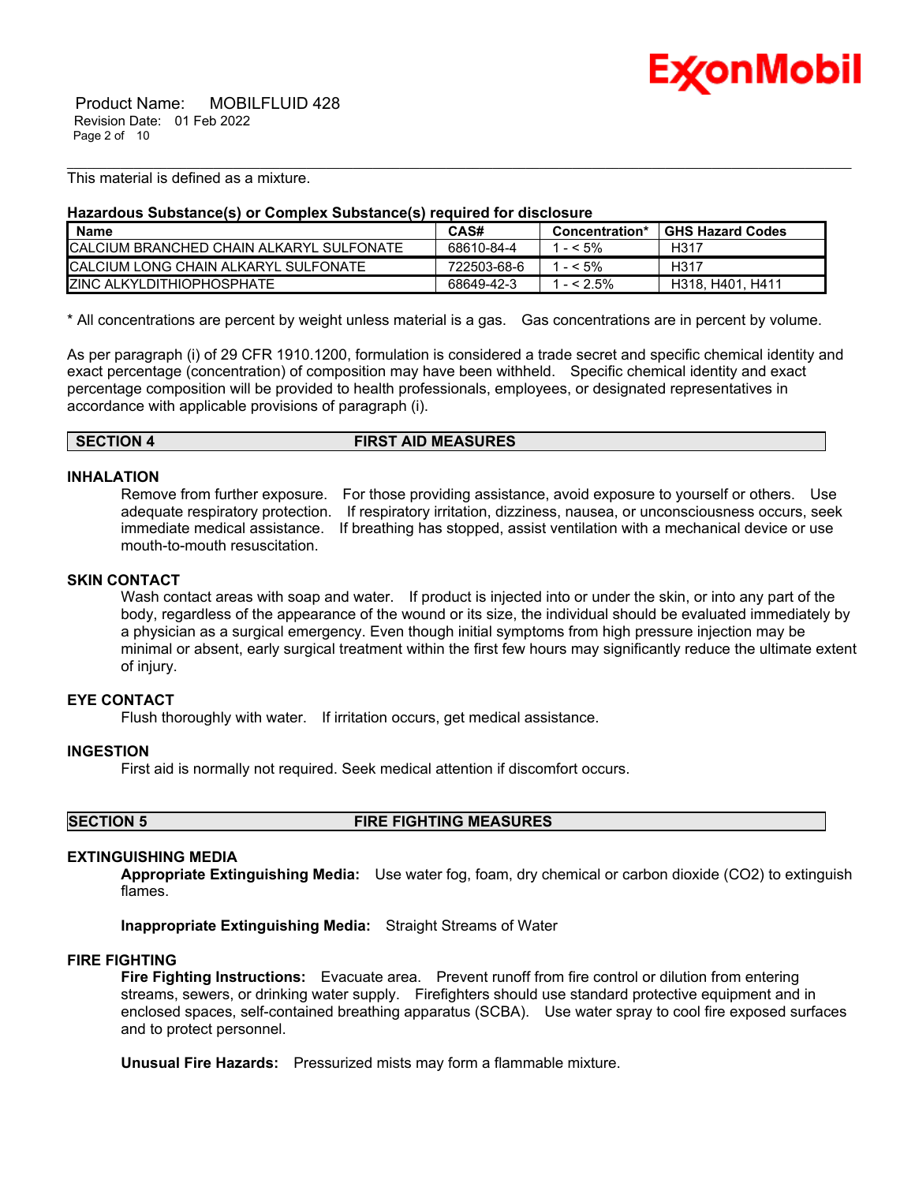This material is defined as a mixture.

**Hazardous Substance(s) or Complex Substance(s) required for disclosure**

| Name | CAS# | Concentration* | GHS Hazard Codes |
|---|---|---|---|
| CALCIUM BRANCHED CHAIN ALKARYL SULFONATE | 68610-84-4 | 1 - < 5% | H317 |
| CALCIUM LONG CHAIN ALKARYL SULFONATE | 722503-68-6 | 1 - < 5% | H317 |
| ZINC ALKYLDITHIOPHOSPHATE | 68649-42-3 | 1 - < 2.5% | H318, H401, H411 |

* All concentrations are percent by weight unless material is a gas. Gas concentrations are in percent by volume.

As per paragraph (i) of 29 CFR 1910.1200, formulation is considered a trade secret and specific chemical identity and exact percentage (concentration) of composition may have been withheld. Specific chemical identity and exact percentage composition will be provided to health professionals, employees, or designated representatives in accordance with applicable provisions of paragraph (i).

## SECTION 4 FIRST AID MEASURES

### INHALATION

Remove from further exposure. For those providing assistance, avoid exposure to yourself or others. Use adequate respiratory protection. If respiratory irritation, dizziness, nausea, or unconsciousness occurs, seek immediate medical assistance. If breathing has stopped, assist ventilation with a mechanical device or use mouth-to-mouth resuscitation.

### SKIN CONTACT

Wash contact areas with soap and water. If product is injected into or under the skin, or into any part of the body, regardless of the appearance of the wound or its size, the individual should be evaluated immediately by a physician as a surgical emergency. Even though initial symptoms from high pressure injection may be minimal or absent, early surgical treatment within the first few hours may significantly reduce the ultimate extent of injury.

### EYE CONTACT

Flush thoroughly with water. If irritation occurs, get medical assistance.

### INGESTION

First aid is normally not required. Seek medical attention if discomfort occurs.

## SECTION 5 FIRE FIGHTING MEASURES

### EXTINGUISHING MEDIA

**Appropriate Extinguishing Media:** Use water fog, foam, dry chemical or carbon dioxide (CO2) to extinguish flames.

**Inappropriate Extinguishing Media:** Straight Streams of Water

### FIRE FIGHTING

**Fire Fighting Instructions:** Evacuate area. Prevent runoff from fire control or dilution from entering streams, sewers, or drinking water supply. Firefighters should use standard protective equipment and in enclosed spaces, self-contained breathing apparatus (SCBA). Use water spray to cool fire exposed surfaces and to protect personnel.

**Unusual Fire Hazards:** Pressurized mists may form a flammable mixture.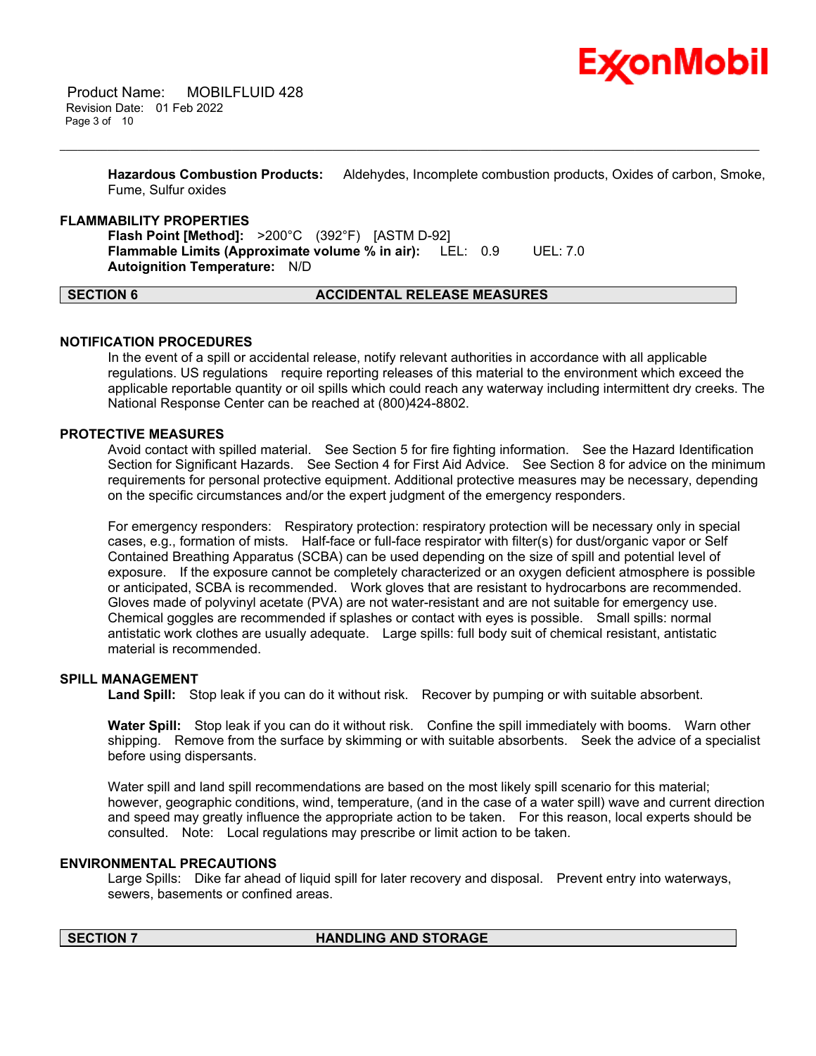**Hazardous Combustion Products:** Aldehydes, Incomplete combustion products, Oxides of carbon, Smoke, Fume, Sulfur oxides

### FLAMMABILITY PROPERTIES

**Flash Point [Method]:** >200°C (392°F) [ASTM D-92]
**Flammable Limits (Approximate volume % in air):** LEL: 0.9 UEL: 7.0
**Autoignition Temperature:** N/D

## SECTION 6 ACCIDENTAL RELEASE MEASURES

### NOTIFICATION PROCEDURES

In the event of a spill or accidental release, notify relevant authorities in accordance with all applicable regulations. US regulations require reporting releases of this material to the environment which exceed the applicable reportable quantity or oil spills which could reach any waterway including intermittent dry creeks. The National Response Center can be reached at (800)424-8802.

### PROTECTIVE MEASURES

Avoid contact with spilled material. See Section 5 for fire fighting information. See the Hazard Identification Section for Significant Hazards. See Section 4 for First Aid Advice. See Section 8 for advice on the minimum requirements for personal protective equipment. Additional protective measures may be necessary, depending on the specific circumstances and/or the expert judgment of the emergency responders.

For emergency responders: Respiratory protection: respiratory protection will be necessary only in special cases, e.g., formation of mists. Half-face or full-face respirator with filter(s) for dust/organic vapor or Self Contained Breathing Apparatus (SCBA) can be used depending on the size of spill and potential level of exposure. If the exposure cannot be completely characterized or an oxygen deficient atmosphere is possible or anticipated, SCBA is recommended. Work gloves that are resistant to hydrocarbons are recommended. Gloves made of polyvinyl acetate (PVA) are not water-resistant and are not suitable for emergency use. Chemical goggles are recommended if splashes or contact with eyes is possible. Small spills: normal antistatic work clothes are usually adequate. Large spills: full body suit of chemical resistant, antistatic material is recommended.

### SPILL MANAGEMENT

**Land Spill:** Stop leak if you can do it without risk. Recover by pumping or with suitable absorbent.

**Water Spill:** Stop leak if you can do it without risk. Confine the spill immediately with booms. Warn other shipping. Remove from the surface by skimming or with suitable absorbents. Seek the advice of a specialist before using dispersants.

Water spill and land spill recommendations are based on the most likely spill scenario for this material; however, geographic conditions, wind, temperature, (and in the case of a water spill) wave and current direction and speed may greatly influence the appropriate action to be taken. For this reason, local experts should be consulted. Note: Local regulations may prescribe or limit action to be taken.

### ENVIRONMENTAL PRECAUTIONS

Large Spills: Dike far ahead of liquid spill for later recovery and disposal. Prevent entry into waterways, sewers, basements or confined areas.

## SECTION 7 HANDLING AND STORAGE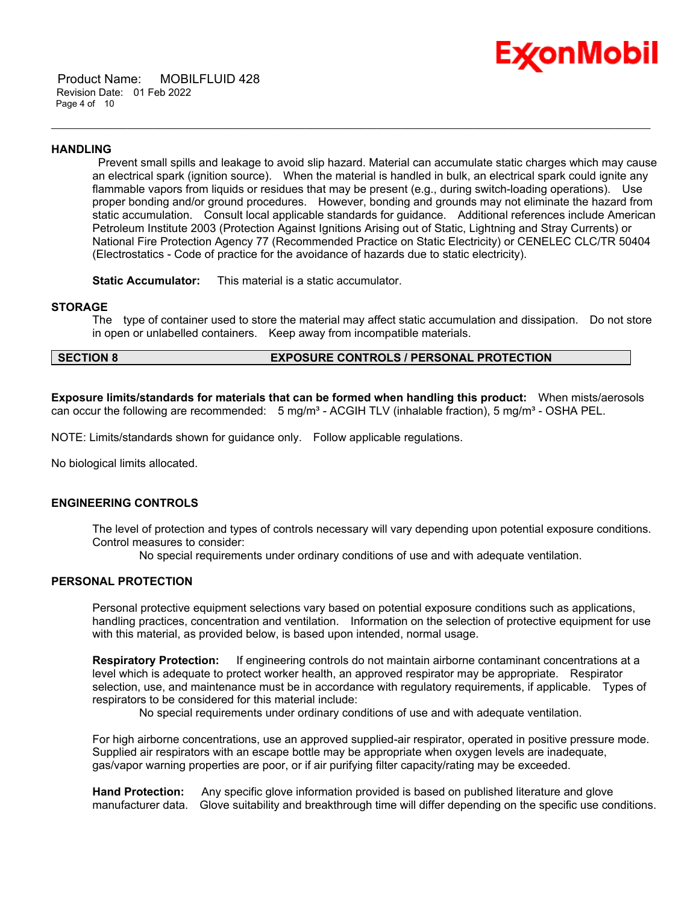### HANDLING

Prevent small spills and leakage to avoid slip hazard. Material can accumulate static charges which may cause an electrical spark (ignition source). When the material is handled in bulk, an electrical spark could ignite any flammable vapors from liquids or residues that may be present (e.g., during switch-loading operations). Use proper bonding and/or ground procedures. However, bonding and grounds may not eliminate the hazard from static accumulation. Consult local applicable standards for guidance. Additional references include American Petroleum Institute 2003 (Protection Against Ignitions Arising out of Static, Lightning and Stray Currents) or National Fire Protection Agency 77 (Recommended Practice on Static Electricity) or CENELEC CLC/TR 50404 (Electrostatics - Code of practice for the avoidance of hazards due to static electricity).

**Static Accumulator:** This material is a static accumulator.

### STORAGE

The type of container used to store the material may affect static accumulation and dissipation. Do not store in open or unlabelled containers. Keep away from incompatible materials.

## SECTION 8 EXPOSURE CONTROLS / PERSONAL PROTECTION

**Exposure limits/standards for materials that can be formed when handling this product:** When mists/aerosols can occur the following are recommended: 5 mg/m³ - ACGIH TLV (inhalable fraction), 5 mg/m³ - OSHA PEL.

NOTE: Limits/standards shown for guidance only. Follow applicable regulations.

No biological limits allocated.

### ENGINEERING CONTROLS

The level of protection and types of controls necessary will vary depending upon potential exposure conditions. Control measures to consider:

No special requirements under ordinary conditions of use and with adequate ventilation.

### PERSONAL PROTECTION

Personal protective equipment selections vary based on potential exposure conditions such as applications, handling practices, concentration and ventilation. Information on the selection of protective equipment for use with this material, as provided below, is based upon intended, normal usage.

**Respiratory Protection:** If engineering controls do not maintain airborne contaminant concentrations at a level which is adequate to protect worker health, an approved respirator may be appropriate. Respirator selection, use, and maintenance must be in accordance with regulatory requirements, if applicable. Types of respirators to be considered for this material include:

No special requirements under ordinary conditions of use and with adequate ventilation.

For high airborne concentrations, use an approved supplied-air respirator, operated in positive pressure mode. Supplied air respirators with an escape bottle may be appropriate when oxygen levels are inadequate, gas/vapor warning properties are poor, or if air purifying filter capacity/rating may be exceeded.

**Hand Protection:** Any specific glove information provided is based on published literature and glove manufacturer data. Glove suitability and breakthrough time will differ depending on the specific use conditions.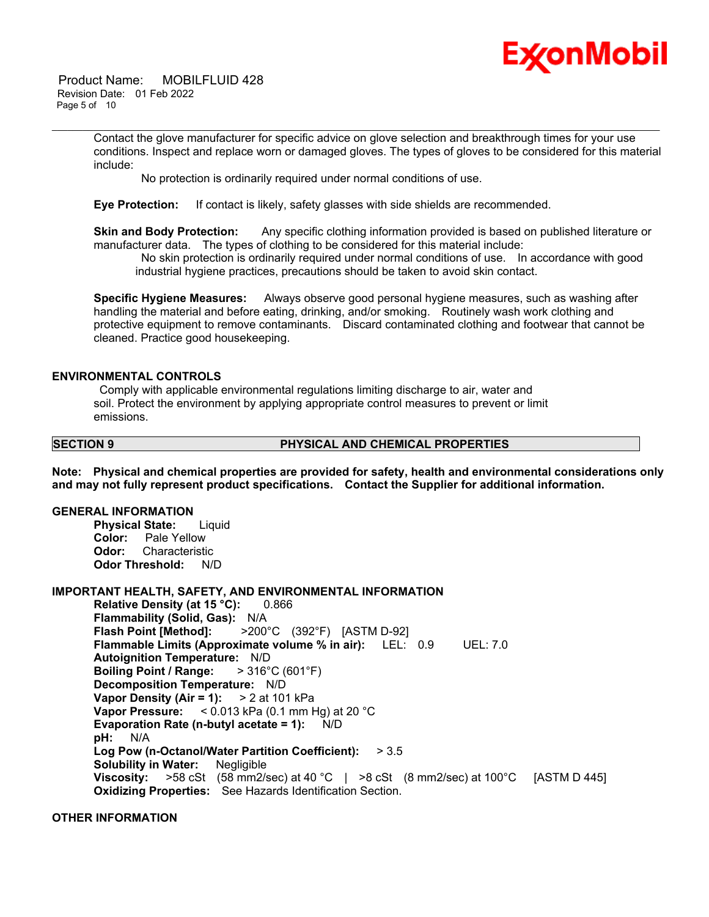Contact the glove manufacturer for specific advice on glove selection and breakthrough times for your use conditions. Inspect and replace worn or damaged gloves. The types of gloves to be considered for this material include:

No protection is ordinarily required under normal conditions of use.

**Eye Protection:** If contact is likely, safety glasses with side shields are recommended.

**Skin and Body Protection:** Any specific clothing information provided is based on published literature or manufacturer data. The types of clothing to be considered for this material include:

No skin protection is ordinarily required under normal conditions of use. In accordance with good industrial hygiene practices, precautions should be taken to avoid skin contact.

**Specific Hygiene Measures:** Always observe good personal hygiene measures, such as washing after handling the material and before eating, drinking, and/or smoking. Routinely wash work clothing and protective equipment to remove contaminants. Discard contaminated clothing and footwear that cannot be cleaned. Practice good housekeeping.

### ENVIRONMENTAL CONTROLS

Comply with applicable environmental regulations limiting discharge to air, water and soil. Protect the environment by applying appropriate control measures to prevent or limit emissions.

## SECTION 9 PHYSICAL AND CHEMICAL PROPERTIES

**Note: Physical and chemical properties are provided for safety, health and environmental considerations only and may not fully represent product specifications. Contact the Supplier for additional information.**

### GENERAL INFORMATION

**Physical State:** Liquid
**Color:** Pale Yellow
**Odor:** Characteristic
**Odor Threshold:** N/D

### IMPORTANT HEALTH, SAFETY, AND ENVIRONMENTAL INFORMATION

**Relative Density (at 15 °C):** 0.866
**Flammability (Solid, Gas):** N/A
**Flash Point [Method]:** >200°C (392°F) [ASTM D-92]
**Flammable Limits (Approximate volume % in air):** LEL: 0.9 UEL: 7.0
**Autoignition Temperature:** N/D
**Boiling Point / Range:** > 316°C (601°F)
**Decomposition Temperature:** N/D
**Vapor Density (Air = 1):** > 2 at 101 kPa
**Vapor Pressure:** < 0.013 kPa (0.1 mm Hg) at 20 °C
**Evaporation Rate (n-butyl acetate = 1):** N/D
**pH:** N/A
**Log Pow (n-Octanol/Water Partition Coefficient):** > 3.5
**Solubility in Water:** Negligible
**Viscosity:** >58 cSt (58 mm2/sec) at 40 °C | >8 cSt (8 mm2/sec) at 100°C [ASTM D 445]
**Oxidizing Properties:** See Hazards Identification Section.

### OTHER INFORMATION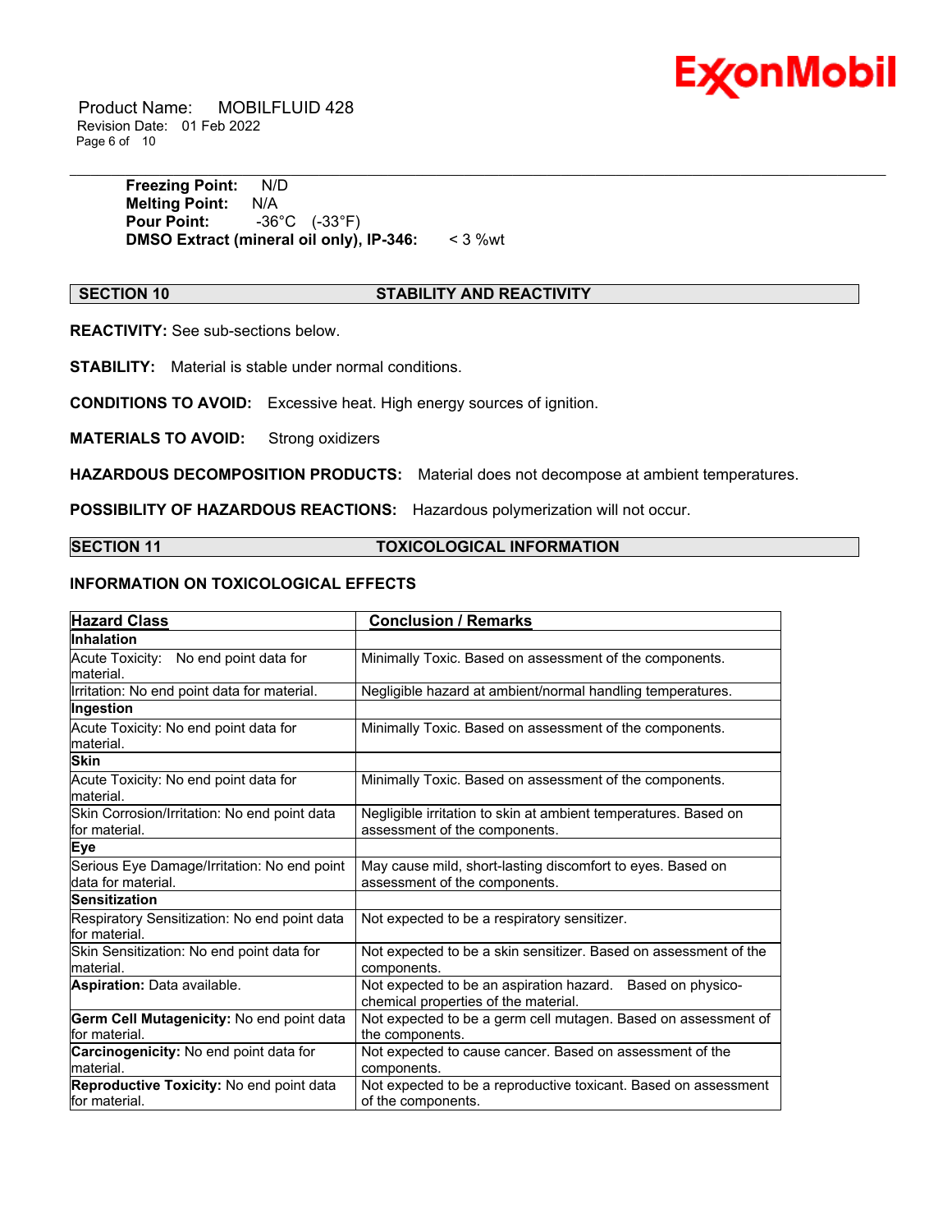**Freezing Point:** N/D
**Melting Point:** N/A
**Pour Point:** -36°C (-33°F)
**DMSO Extract (mineral oil only), IP-346:** < 3 %wt

## SECTION 10 STABILITY AND REACTIVITY

**REACTIVITY:** See sub-sections below.

**STABILITY:** Material is stable under normal conditions.

**CONDITIONS TO AVOID:** Excessive heat. High energy sources of ignition.

**MATERIALS TO AVOID:** Strong oxidizers

**HAZARDOUS DECOMPOSITION PRODUCTS:** Material does not decompose at ambient temperatures.

**POSSIBILITY OF HAZARDOUS REACTIONS:** Hazardous polymerization will not occur.

## SECTION 11 TOXICOLOGICAL INFORMATION

### INFORMATION ON TOXICOLOGICAL EFFECTS

| Hazard Class | Conclusion / Remarks |
|---|---|
| **Inhalation** | |
| Acute Toxicity: No end point data for material. | Minimally Toxic. Based on assessment of the components. |
| Irritation: No end point data for material. | Negligible hazard at ambient/normal handling temperatures. |
| **Ingestion** | |
| Acute Toxicity: No end point data for material. | Minimally Toxic. Based on assessment of the components. |
| **Skin** | |
| Acute Toxicity: No end point data for material. | Minimally Toxic. Based on assessment of the components. |
| Skin Corrosion/Irritation: No end point data for material. | Negligible irritation to skin at ambient temperatures. Based on assessment of the components. |
| **Eye** | |
| Serious Eye Damage/Irritation: No end point data for material. | May cause mild, short-lasting discomfort to eyes. Based on assessment of the components. |
| **Sensitization** | |
| Respiratory Sensitization: No end point data for material. | Not expected to be a respiratory sensitizer. |
| Skin Sensitization: No end point data for material. | Not expected to be a skin sensitizer. Based on assessment of the components. |
| **Aspiration:** Data available. | Not expected to be an aspiration hazard. Based on physico-chemical properties of the material. |
| **Germ Cell Mutagenicity:** No end point data for material. | Not expected to be a germ cell mutagen. Based on assessment of the components. |
| **Carcinogenicity:** No end point data for material. | Not expected to cause cancer. Based on assessment of the components. |
| **Reproductive Toxicity:** No end point data for material. | Not expected to be a reproductive toxicant. Based on assessment of the components. |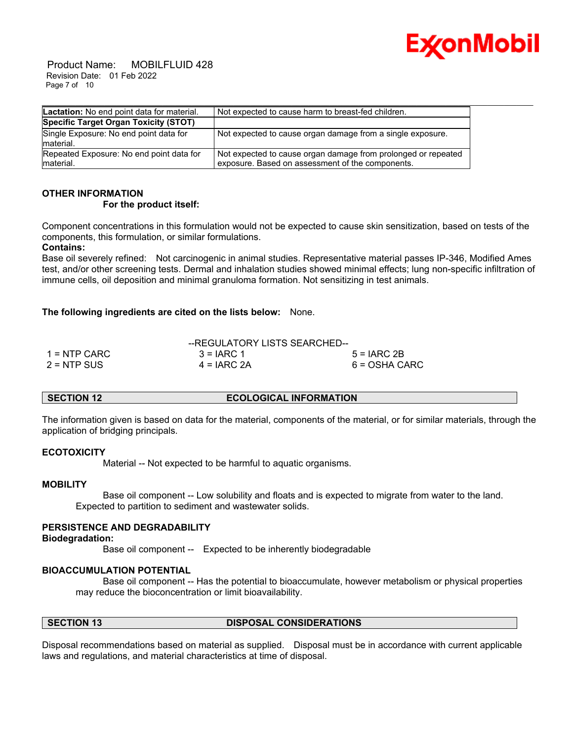| **Lactation:** No end point data for material. | Not expected to cause harm to breast-fed children. |
| --- | --- |
| **Specific Target Organ Toxicity (STOT)** | |
| Single Exposure: No end point data for material. | Not expected to cause organ damage from a single exposure. |
| Repeated Exposure: No end point data for material. | Not expected to cause organ damage from prolonged or repeated exposure. Based on assessment of the components. |

### OTHER INFORMATION

**For the product itself:**

Component concentrations in this formulation would not be expected to cause skin sensitization, based on tests of the components, this formulation, or similar formulations.

**Contains:**

Base oil severely refined: Not carcinogenic in animal studies. Representative material passes IP-346, Modified Ames test, and/or other screening tests. Dermal and inhalation studies showed minimal effects; lung non-specific infiltration of immune cells, oil deposition and minimal granuloma formation. Not sensitizing in test animals.

**The following ingredients are cited on the lists below:** None.

--REGULATORY LISTS SEARCHED--

| | | |
| --- | --- | --- |
| 1 = NTP CARC | 3 = IARC 1 | 5 = IARC 2B |
| 2 = NTP SUS | 4 = IARC 2A | 6 = OSHA CARC |

## SECTION 12 ECOLOGICAL INFORMATION

The information given is based on data for the material, components of the material, or for similar materials, through the application of bridging principals.

### ECOTOXICITY

Material -- Not expected to be harmful to aquatic organisms.

### MOBILITY

Base oil component -- Low solubility and floats and is expected to migrate from water to the land. Expected to partition to sediment and wastewater solids.

### PERSISTENCE AND DEGRADABILITY

**Biodegradation:**

Base oil component -- Expected to be inherently biodegradable

### BIOACCUMULATION POTENTIAL

Base oil component -- Has the potential to bioaccumulate, however metabolism or physical properties may reduce the bioconcentration or limit bioavailability.

## SECTION 13 DISPOSAL CONSIDERATIONS

Disposal recommendations based on material as supplied. Disposal must be in accordance with current applicable laws and regulations, and material characteristics at time of disposal.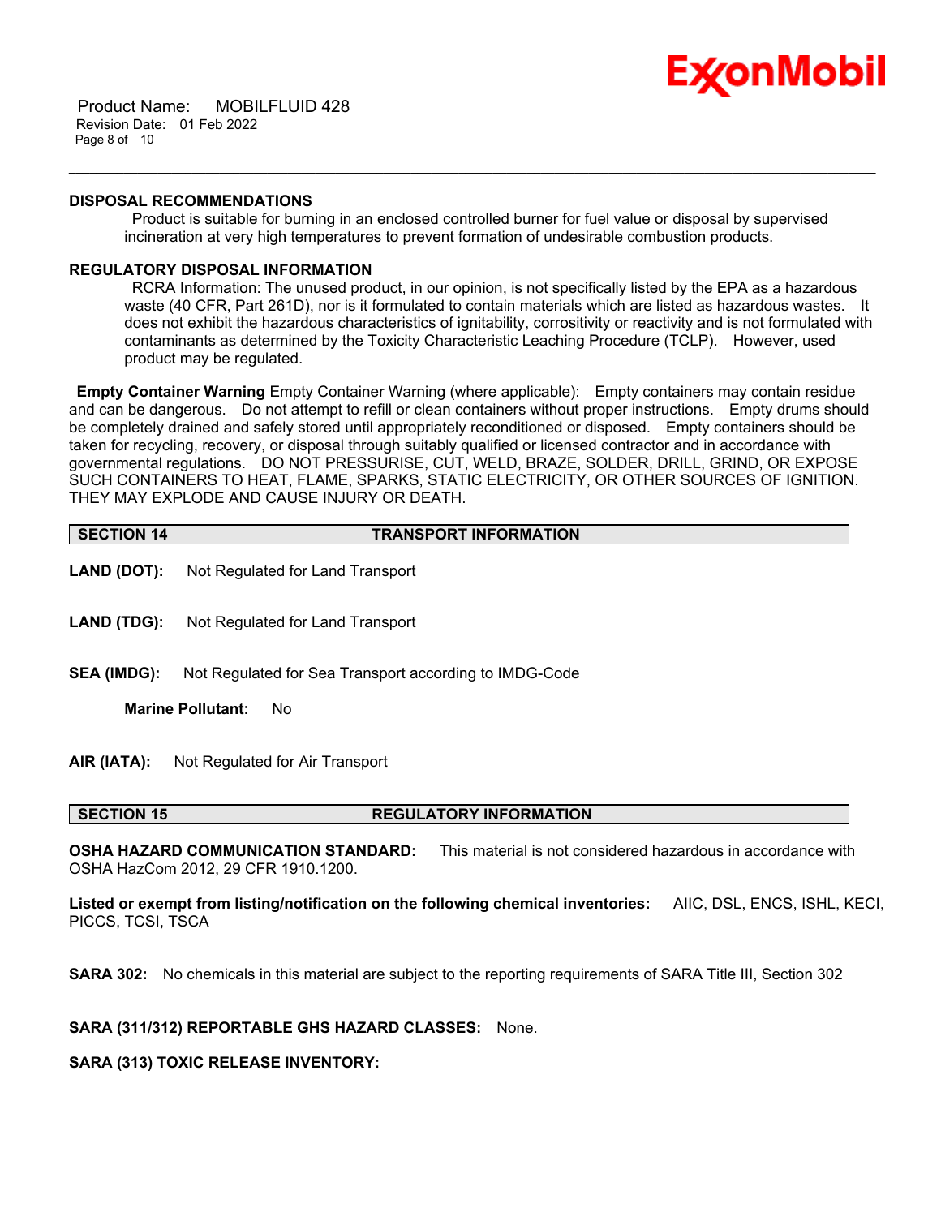**DISPOSAL RECOMMENDATIONS**

Product is suitable for burning in an enclosed controlled burner for fuel value or disposal by supervised incineration at very high temperatures to prevent formation of undesirable combustion products.

**REGULATORY DISPOSAL INFORMATION**

RCRA Information: The unused product, in our opinion, is not specifically listed by the EPA as a hazardous waste (40 CFR, Part 261D), nor is it formulated to contain materials which are listed as hazardous wastes. It does not exhibit the hazardous characteristics of ignitability, corrositivity or reactivity and is not formulated with contaminants as determined by the Toxicity Characteristic Leaching Procedure (TCLP). However, used product may be regulated.

**Empty Container Warning** Empty Container Warning (where applicable): Empty containers may contain residue and can be dangerous. Do not attempt to refill or clean containers without proper instructions. Empty drums should be completely drained and safely stored until appropriately reconditioned or disposed. Empty containers should be taken for recycling, recovery, or disposal through suitably qualified or licensed contractor and in accordance with governmental regulations. DO NOT PRESSURISE, CUT, WELD, BRAZE, SOLDER, DRILL, GRIND, OR EXPOSE SUCH CONTAINERS TO HEAT, FLAME, SPARKS, STATIC ELECTRICITY, OR OTHER SOURCES OF IGNITION. THEY MAY EXPLODE AND CAUSE INJURY OR DEATH.

## SECTION 14 TRANSPORT INFORMATION

**LAND (DOT):** Not Regulated for Land Transport

**LAND (TDG):** Not Regulated for Land Transport

**SEA (IMDG):** Not Regulated for Sea Transport according to IMDG-Code

**Marine Pollutant:** No

**AIR (IATA):** Not Regulated for Air Transport

## SECTION 15 REGULATORY INFORMATION

**OSHA HAZARD COMMUNICATION STANDARD:** This material is not considered hazardous in accordance with OSHA HazCom 2012, 29 CFR 1910.1200.

**Listed or exempt from listing/notification on the following chemical inventories:** AIIC, DSL, ENCS, ISHL, KECI, PICCS, TCSI, TSCA

**SARA 302:** No chemicals in this material are subject to the reporting requirements of SARA Title III, Section 302

**SARA (311/312) REPORTABLE GHS HAZARD CLASSES:** None.

**SARA (313) TOXIC RELEASE INVENTORY:**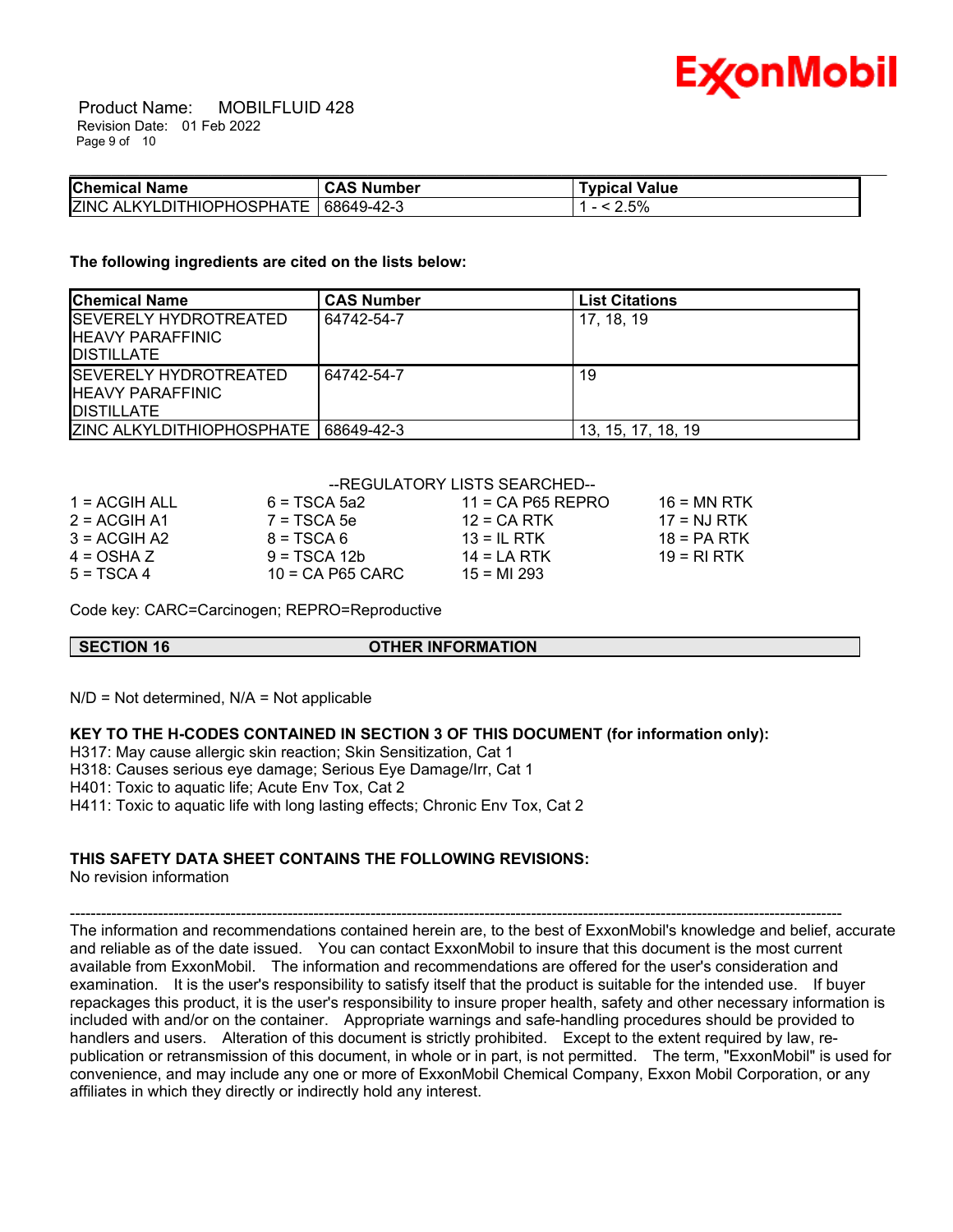| Chemical Name | CAS Number | Typical Value |
| --- | --- | --- |
| ZINC ALKYLDITHIOPHOSPHATE | 68649-42-3 | 1 - < 2.5% |

**The following ingredients are cited on the lists below:**

| Chemical Name | CAS Number | List Citations |
| --- | --- | --- |
| SEVERELY HYDROTREATED HEAVY PARAFFINIC DISTILLATE | 64742-54-7 | 17, 18, 19 |
| SEVERELY HYDROTREATED HEAVY PARAFFINIC DISTILLATE | 64742-54-7 | 19 |
| ZINC ALKYLDITHIOPHOSPHATE | 68649-42-3 | 13, 15, 17, 18, 19 |

--REGULATORY LISTS SEARCHED--

| | | | |
| --- | --- | --- | --- |
| 1 = ACGIH ALL | 6 = TSCA 5a2 | 11 = CA P65 REPRO | 16 = MN RTK |
| 2 = ACGIH A1 | 7 = TSCA 5e | 12 = CA RTK | 17 = NJ RTK |
| 3 = ACGIH A2 | 8 = TSCA 6 | 13 = IL RTK | 18 = PA RTK |
| 4 = OSHA Z | 9 = TSCA 12b | 14 = LA RTK | 19 = RI RTK |
| 5 = TSCA 4 | 10 = CA P65 CARC | 15 = MI 293 | |

Code key: CARC=Carcinogen; REPRO=Reproductive

## SECTION 16 OTHER INFORMATION

N/D = Not determined, N/A = Not applicable

**KEY TO THE H-CODES CONTAINED IN SECTION 3 OF THIS DOCUMENT (for information only):**

H317: May cause allergic skin reaction; Skin Sensitization, Cat 1
H318: Causes serious eye damage; Serious Eye Damage/Irr, Cat 1
H401: Toxic to aquatic life; Acute Env Tox, Cat 2
H411: Toxic to aquatic life with long lasting effects; Chronic Env Tox, Cat 2

**THIS SAFETY DATA SHEET CONTAINS THE FOLLOWING REVISIONS:**

No revision information

-----------------------------------------------------------------------------------------------------------------------------------------------------

The information and recommendations contained herein are, to the best of ExxonMobil's knowledge and belief, accurate and reliable as of the date issued. You can contact ExxonMobil to insure that this document is the most current available from ExxonMobil. The information and recommendations are offered for the user's consideration and examination. It is the user's responsibility to satisfy itself that the product is suitable for the intended use. If buyer repackages this product, it is the user's responsibility to insure proper health, safety and other necessary information is included with and/or on the container. Appropriate warnings and safe-handling procedures should be provided to handlers and users. Alteration of this document is strictly prohibited. Except to the extent required by law, re-publication or retransmission of this document, in whole or in part, is not permitted. The term, "ExxonMobil" is used for convenience, and may include any one or more of ExxonMobil Chemical Company, Exxon Mobil Corporation, or any affiliates in which they directly or indirectly hold any interest.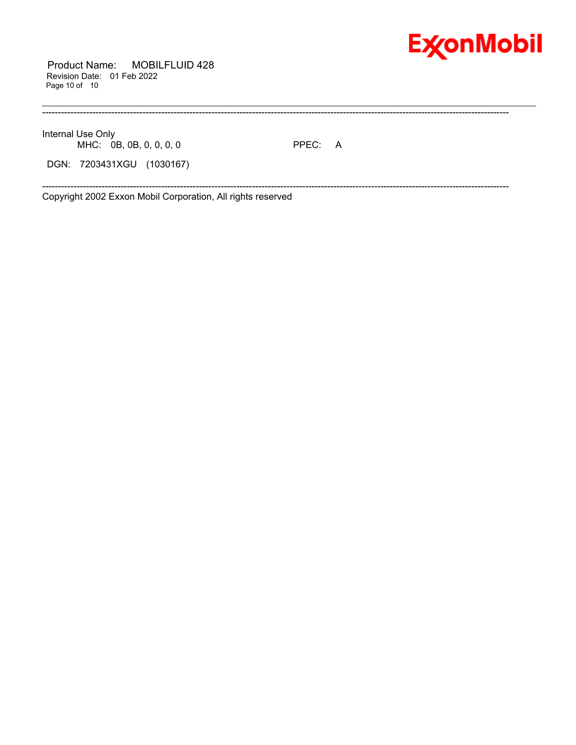Internal Use Only

MHC: 0B, 0B, 0, 0, 0, 0 PPEC: A

DGN: 7203431XGU (1030167)

---

Copyright 2002 Exxon Mobil Corporation, All rights reserved